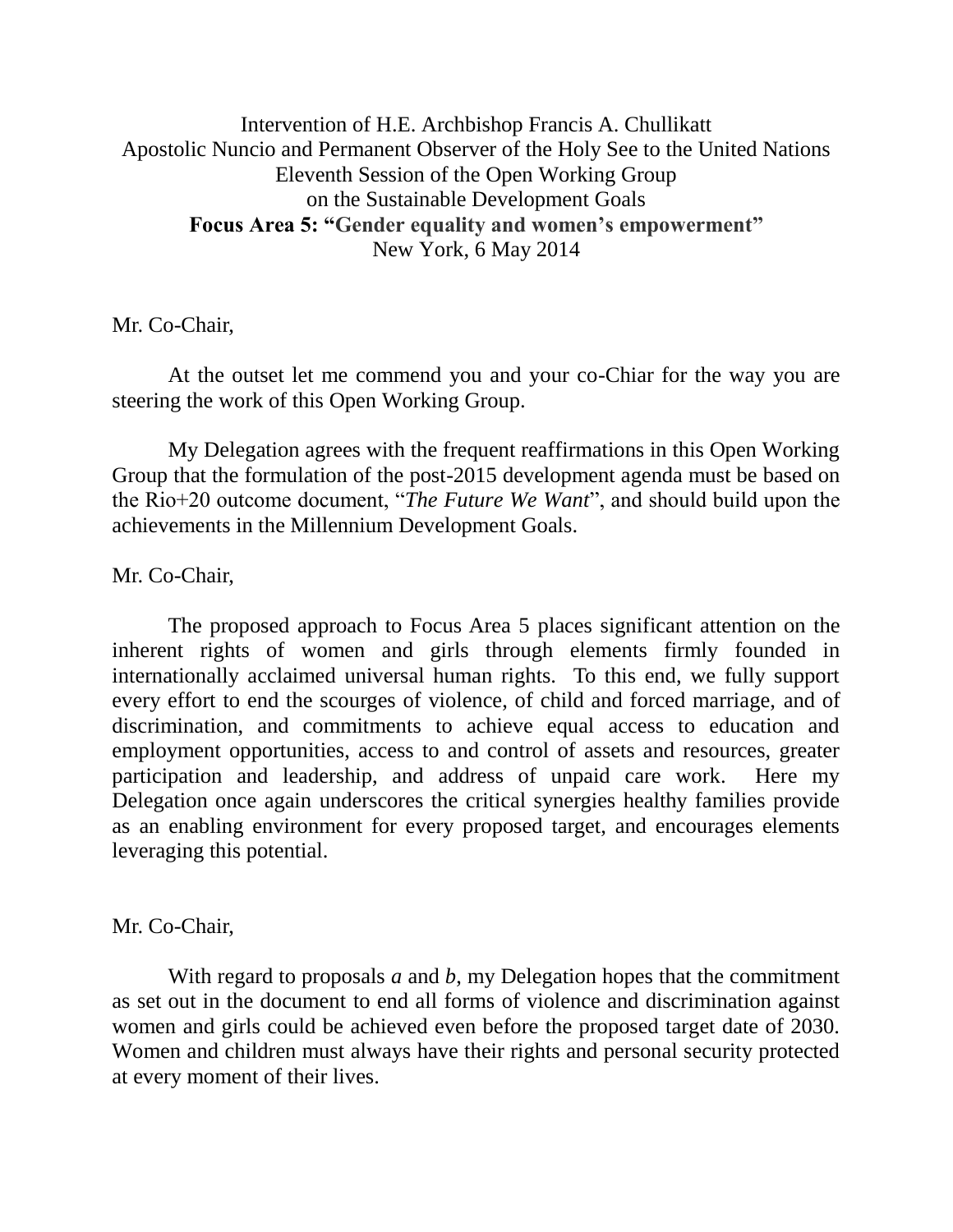Intervention of H.E. Archbishop Francis A. Chullikatt
Apostolic Nuncio and Permanent Observer of the Holy See to the United Nations
Eleventh Session of the Open Working Group
on the Sustainable Development Goals
**Focus Area 5: "Gender equality and women's empowerment"**
New York, 6 May 2014

Mr. Co-Chair,

At the outset let me commend you and your co-Chiar for the way you are steering the work of this Open Working Group.

My Delegation agrees with the frequent reaffirmations in this Open Working Group that the formulation of the post-2015 development agenda must be based on the Rio+20 outcome document, "*The Future We Want*", and should build upon the achievements in the Millennium Development Goals.

Mr. Co-Chair,

The proposed approach to Focus Area 5 places significant attention on the inherent rights of women and girls through elements firmly founded in internationally acclaimed universal human rights. To this end, we fully support every effort to end the scourges of violence, of child and forced marriage, and of discrimination, and commitments to achieve equal access to education and employment opportunities, access to and control of assets and resources, greater participation and leadership, and address of unpaid care work. Here my Delegation once again underscores the critical synergies healthy families provide as an enabling environment for every proposed target, and encourages elements leveraging this potential.

Mr. Co-Chair,

With regard to proposals *a* and *b*, my Delegation hopes that the commitment as set out in the document to end all forms of violence and discrimination against women and girls could be achieved even before the proposed target date of 2030. Women and children must always have their rights and personal security protected at every moment of their lives.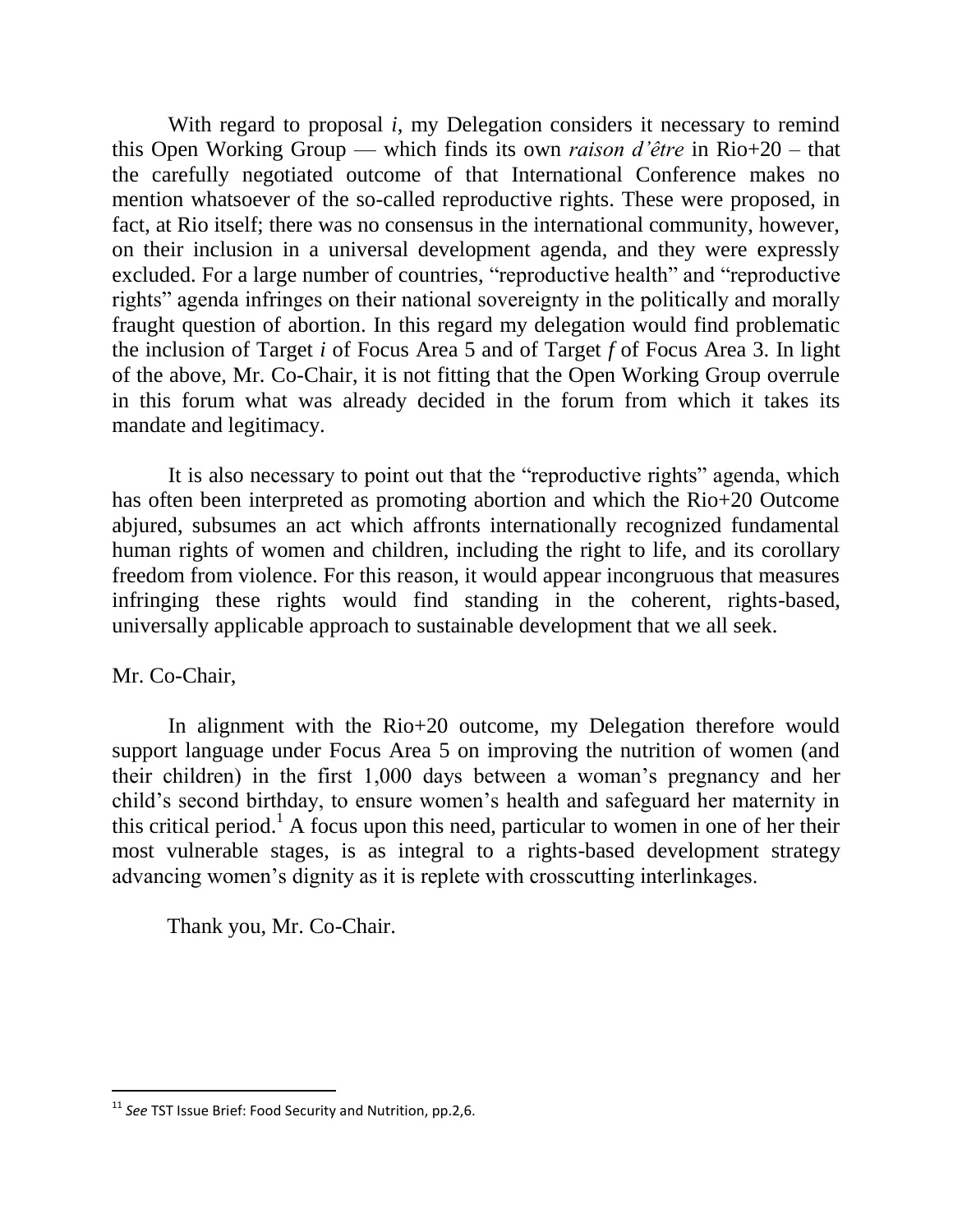With regard to proposal *i*, my Delegation considers it necessary to remind this Open Working Group — which finds its own *raison d'être* in Rio+20 – that the carefully negotiated outcome of that International Conference makes no mention whatsoever of the so-called reproductive rights. These were proposed, in fact, at Rio itself; there was no consensus in the international community, however, on their inclusion in a universal development agenda, and they were expressly excluded. For a large number of countries, "reproductive health" and "reproductive rights" agenda infringes on their national sovereignty in the politically and morally fraught question of abortion. In this regard my delegation would find problematic the inclusion of Target *i* of Focus Area 5 and of Target *f* of Focus Area 3. In light of the above, Mr. Co-Chair, it is not fitting that the Open Working Group overrule in this forum what was already decided in the forum from which it takes its mandate and legitimacy.

It is also necessary to point out that the "reproductive rights" agenda, which has often been interpreted as promoting abortion and which the Rio+20 Outcome abjured, subsumes an act which affronts internationally recognized fundamental human rights of women and children, including the right to life, and its corollary freedom from violence. For this reason, it would appear incongruous that measures infringing these rights would find standing in the coherent, rights-based, universally applicable approach to sustainable development that we all seek.

Mr. Co-Chair,

In alignment with the Rio+20 outcome, my Delegation therefore would support language under Focus Area 5 on improving the nutrition of women (and their children) in the first 1,000 days between a woman's pregnancy and her child's second birthday, to ensure women's health and safeguard her maternity in this critical period.[1] A focus upon this need, particular to women in one of her their most vulnerable stages, is as integral to a rights-based development strategy advancing women's dignity as it is replete with crosscutting interlinkages.

Thank you, Mr. Co-Chair.

---

[11] *See* TST Issue Brief: Food Security and Nutrition, pp.2,6.